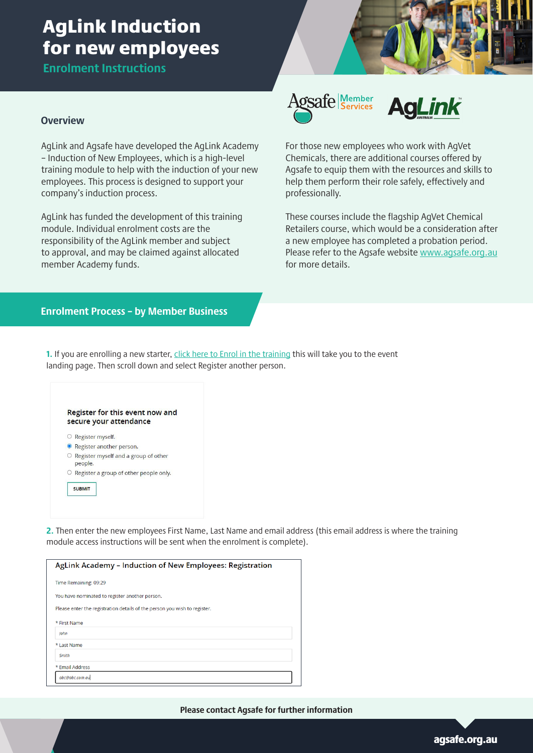# AgLink Induction for new employees

## Enrolment Instructions

### Overview

AgLink and Agsafe have developed the AgLink Academy – Induction of New Employees, which is a high-level training module to help with the induction of your new employees. This process is designed to support your company's induction process.

AgLink has funded the development of this training module. Individual enrolment costs are the responsibility of the AgLink member and subject to approval, and may be claimed against allocated member Academy funds.

For those new employees who work with AgVet Chemicals, there are additional courses offered by Agsafe to equip them with the resources and skills to help them perform their role safely, effectively and professionally.

These courses include the flagship AgVet Chemical Retailers course, which would be a consideration after a new employee has completed a probation period. Please refer to the Agsafe website www.agsafe.org.au for more details.

## Enrolment Process – by Member Business

**1.** If you are enrolling a new starter, click here to Enrol in the training this will take you to the event landing page. Then scroll down and select Register another person.

Register for this event now and secure your attendance

- Register myself.
- Register another person.
- Register myself and a group of other people.
- Register a group of other people only.

SUBMIT

**2.** Then enter the new employees First Name, Last Name and email address (this email address is where the training module access instructions will be sent when the enrolment is complete).

AgLink Academy – Induction of New Employees: Registration

Time Remaining: 09:29

You have nominated to register another person.

Please enter the registration details of the person you wish to register.

\* First Name
John

\* Last Name
Smith

\* Email Address
abc@abc.com.au

**Please contact Agsafe for further information**

agsafe.org.au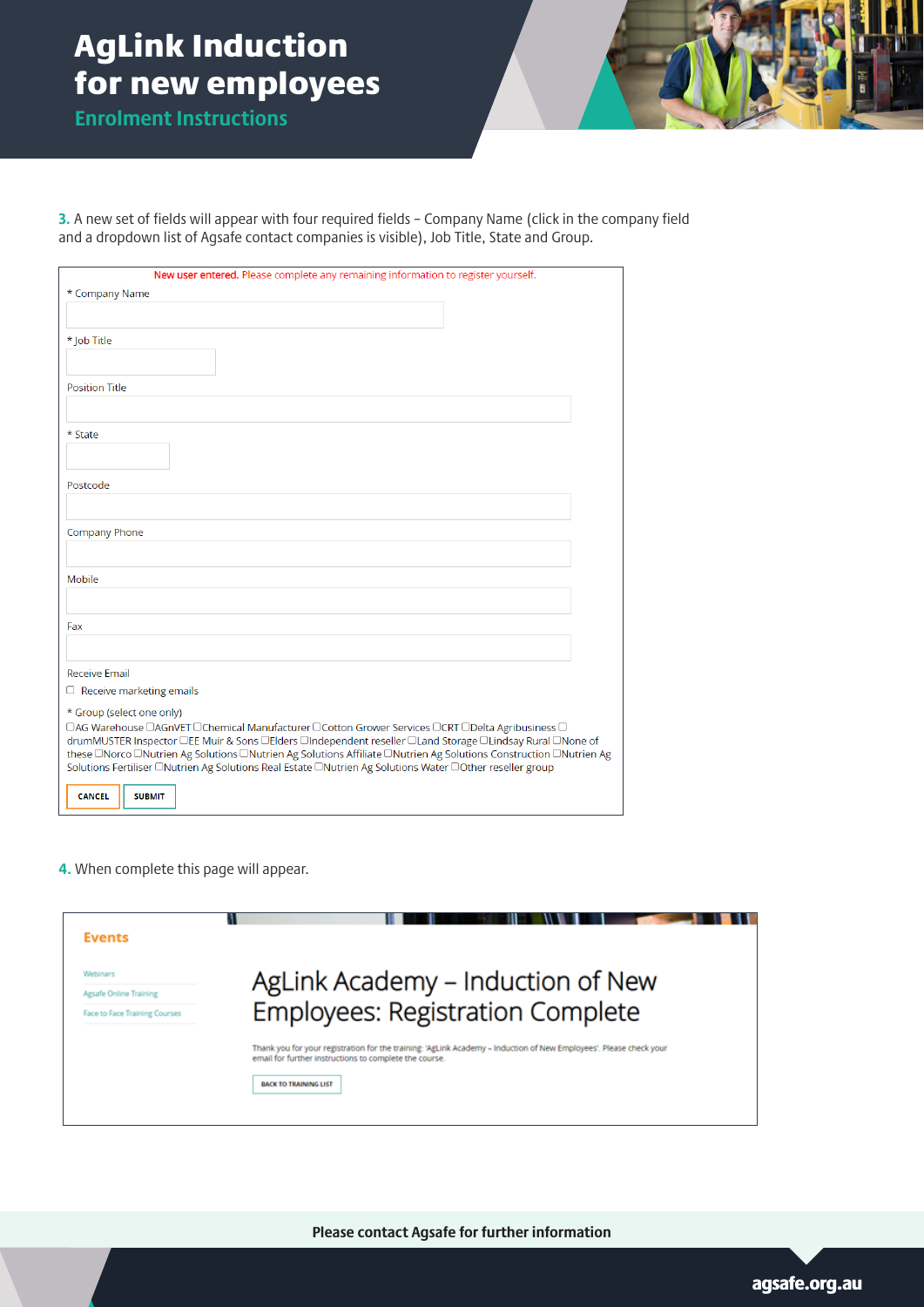# AgLink Induction for new employees

## Enrolment Instructions

**3.** A new set of fields will appear with four required fields – Company Name (click in the company field and a dropdown list of Agsafe contact companies is visible), Job Title, State and Group.

**New user entered.** Please complete any remaining information to register yourself.

\* Company Name

\* Job Title

Position Title

\* State

Postcode

Company Phone

Mobile

Fax

Receive Email

☐ Receive marketing emails

\* Group (select one only)

☐AG Warehouse ☐AGnVET ☐Chemical Manufacturer ☐Cotton Grower Services ☐CRT ☐Delta Agribusiness ☐drumMUSTER Inspector ☐EE Muir & Sons ☐Elders ☐Independent reseller ☐Land Storage ☐Lindsay Rural ☐None of these ☐Norco ☐Nutrien Ag Solutions ☐Nutrien Ag Solutions Affiliate ☐Nutrien Ag Solutions Construction ☐Nutrien Ag Solutions Fertiliser ☐Nutrien Ag Solutions Real Estate ☐Nutrien Ag Solutions Water ☐Other reseller group

CANCEL | SUBMIT

**4.** When complete this page will appear.

**Events**

Webinars

Agsafe Online Training

Face to Face Training Courses

## AgLink Academy – Induction of New Employees: Registration Complete

Thank you for your registration for the training: 'AgLink Academy – Induction of New Employees'. Please check your email for further instructions to complete the course.

BACK TO TRAINING LIST

**Please contact Agsafe for further information**

agsafe.org.au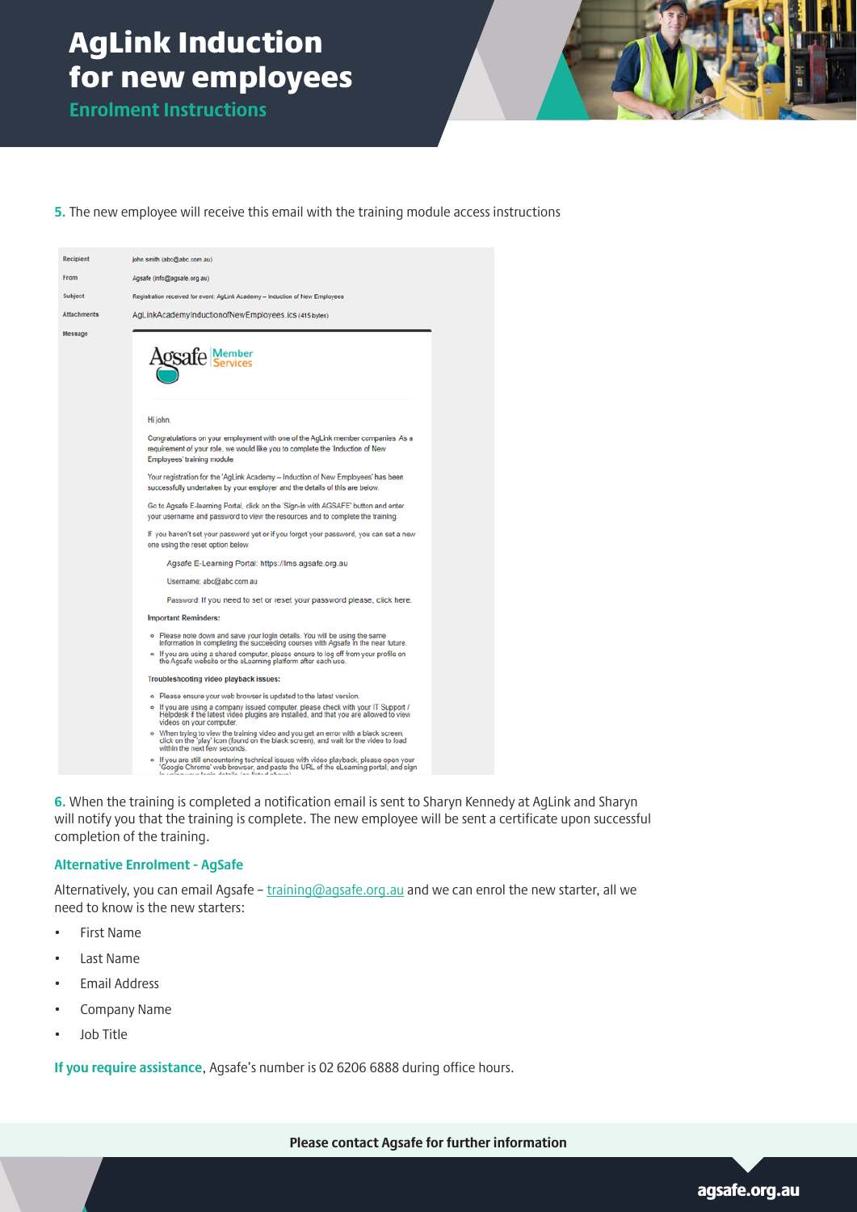# AgLink Induction for new employees

## Enrolment Instructions

**5.** The new employee will receive this email with the training module access instructions

Recipient: john smith (abc@abc.com.au)

From: Agsafe (info@agsafe.org.au)

Subject: Registration received for event: AgLink Academy – Induction of New Employees

Attachments: AgLinkAcademyInductionofNewEmployees.ics (415 bytes)

Message:

Agsafe Member Services

Hi john,

Congratulations on your employment with one of the AgLink member companies. As a requirement of your role, we would like you to complete the 'Induction of New Employees' training module.

Your registration for the 'AgLink Academy – Induction of New Employees' has been successfully undertaken by your employer and the details of this are below.

Go to Agsafe E-learning Portal, click on the 'Sign-in with AGSAFE' button and enter your username and password to view the resources and to complete the training.

If you haven't set your password yet or if you forget your password, you can set a new one using the reset option below.

Agsafe E-Learning Portal: https://lms.agsafe.org.au

Username: abc@abc.com.au

Password: If you need to set or reset your password please, click here.

Important Reminders:

- Please note down and save your login details. You will be using the same information in completing the succeeding courses with Agsafe in the near future.
- If you are using a shared computer, please ensure to log off from your profile on the Agsafe website or the eLearning platform after each use.

Troubleshooting video playback issues:

- Please ensure your web browser is updated to the latest version.
- If you are using a company issued computer, please check with your IT Support / Helpdesk if the latest video plugins are installed, and that you are allowed to view videos on your computer.
- When trying to view the training video and you get an error with a black screen, click on the 'play' icon (found on the black screen), and wait for the video to load within the next few seconds.
- If you are still encountering technical issues with video playback, please open your 'Google Chrome' web browser, and paste the URL of the eLearning portal, and sign in using your login details (as listed above).

**6.** When the training is completed a notification email is sent to Sharyn Kennedy at AgLink and Sharyn will notify you that the training is complete. The new employee will be sent a certificate upon successful completion of the training.

### Alternative Enrolment - AgSafe

Alternatively, you can email Agsafe – training@agsafe.org.au and we can enrol the new starter, all we need to know is the new starters:

- First Name
- Last Name
- Email Address
- Company Name
- Job Title

**If you require assistance**, Agsafe's number is 02 6206 6888 during office hours.

**Please contact Agsafe for further information**

agsafe.org.au